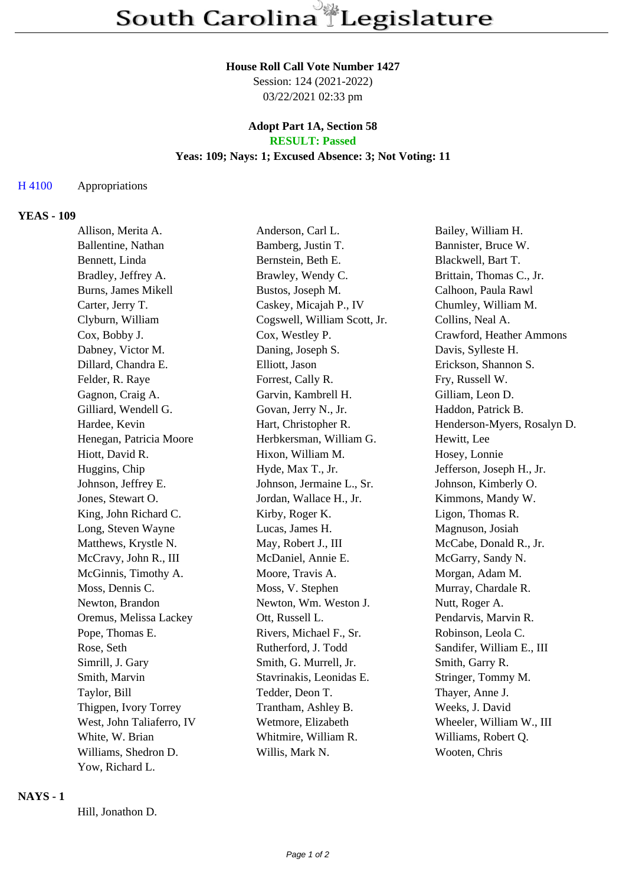# South Carolina Legislature

**House Roll Call Vote Number 1427**
Session: 124 (2021-2022)
03/22/2021 02:33 pm

**Adopt Part 1A, Section 58**
**RESULT: Passed**
**Yeas: 109; Nays: 1; Excused Absence: 3; Not Voting: 11**

H 4100 Appropriations

## YEAS - 109

| | | |
|---|---|---|
| Allison, Merita A. | Anderson, Carl L. | Bailey, William H. |
| Ballentine, Nathan | Bamberg, Justin T. | Bannister, Bruce W. |
| Bennett, Linda | Bernstein, Beth E. | Blackwell, Bart T. |
| Bradley, Jeffrey A. | Brawley, Wendy C. | Brittain, Thomas C., Jr. |
| Burns, James Mikell | Bustos, Joseph M. | Calhoon, Paula Rawl |
| Carter, Jerry T. | Caskey, Micajah P., IV | Chumley, William M. |
| Clyburn, William | Cogswell, William Scott, Jr. | Collins, Neal A. |
| Cox, Bobby J. | Cox, Westley P. | Crawford, Heather Ammons |
| Dabney, Victor M. | Daning, Joseph S. | Davis, Sylleste H. |
| Dillard, Chandra E. | Elliott, Jason | Erickson, Shannon S. |
| Felder, R. Raye | Forrest, Cally R. | Fry, Russell W. |
| Gagnon, Craig A. | Garvin, Kambrell H. | Gilliam, Leon D. |
| Gilliard, Wendell G. | Govan, Jerry N., Jr. | Haddon, Patrick B. |
| Hardee, Kevin | Hart, Christopher R. | Henderson-Myers, Rosalyn D. |
| Henegan, Patricia Moore | Herbkersman, William G. | Hewitt, Lee |
| Hiott, David R. | Hixon, William M. | Hosey, Lonnie |
| Huggins, Chip | Hyde, Max T., Jr. | Jefferson, Joseph H., Jr. |
| Johnson, Jeffrey E. | Johnson, Jermaine L., Sr. | Johnson, Kimberly O. |
| Jones, Stewart O. | Jordan, Wallace H., Jr. | Kimmons, Mandy W. |
| King, John Richard C. | Kirby, Roger K. | Ligon, Thomas R. |
| Long, Steven Wayne | Lucas, James H. | Magnuson, Josiah |
| Matthews, Krystle N. | May, Robert J., III | McCabe, Donald R., Jr. |
| McCravy, John R., III | McDaniel, Annie E. | McGarry, Sandy N. |
| McGinnis, Timothy A. | Moore, Travis A. | Morgan, Adam M. |
| Moss, Dennis C. | Moss, V. Stephen | Murray, Chardale R. |
| Newton, Brandon | Newton, Wm. Weston J. | Nutt, Roger A. |
| Oremus, Melissa Lackey | Ott, Russell L. | Pendarvis, Marvin R. |
| Pope, Thomas E. | Rivers, Michael F., Sr. | Robinson, Leola C. |
| Rose, Seth | Rutherford, J. Todd | Sandifer, William E., III |
| Simrill, J. Gary | Smith, G. Murrell, Jr. | Smith, Garry R. |
| Smith, Marvin | Stavrinakis, Leonidas E. | Stringer, Tommy M. |
| Taylor, Bill | Tedder, Deon T. | Thayer, Anne J. |
| Thigpen, Ivory Torrey | Trantham, Ashley B. | Weeks, J. David |
| West, John Taliaferro, IV | Wetmore, Elizabeth | Wheeler, William W., III |
| White, W. Brian | Whitmire, William R. | Williams, Robert Q. |
| Williams, Shedron D. | Willis, Mark N. | Wooten, Chris |
| Yow, Richard L. | | |

## NAYS - 1

Hill, Jonathon D.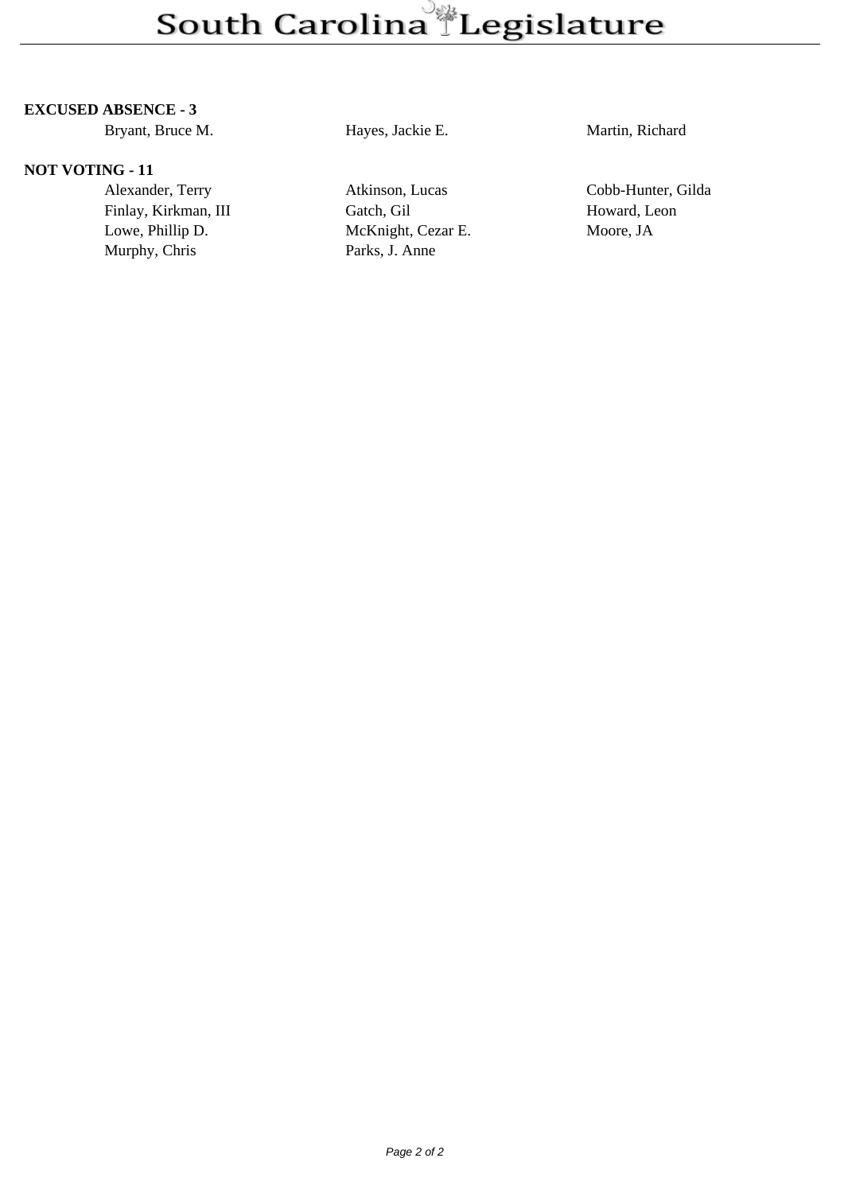**EXCUSED ABSENCE - 3**

| | | |
|---|---|---|
| Bryant, Bruce M. | Hayes, Jackie E. | Martin, Richard |

**NOT VOTING - 11**

| | | |
|---|---|---|
| Alexander, Terry | Atkinson, Lucas | Cobb-Hunter, Gilda |
| Finlay, Kirkman, III | Gatch, Gil | Howard, Leon |
| Lowe, Phillip D. | McKnight, Cezar E. | Moore, JA |
| Murphy, Chris | Parks, J. Anne | |